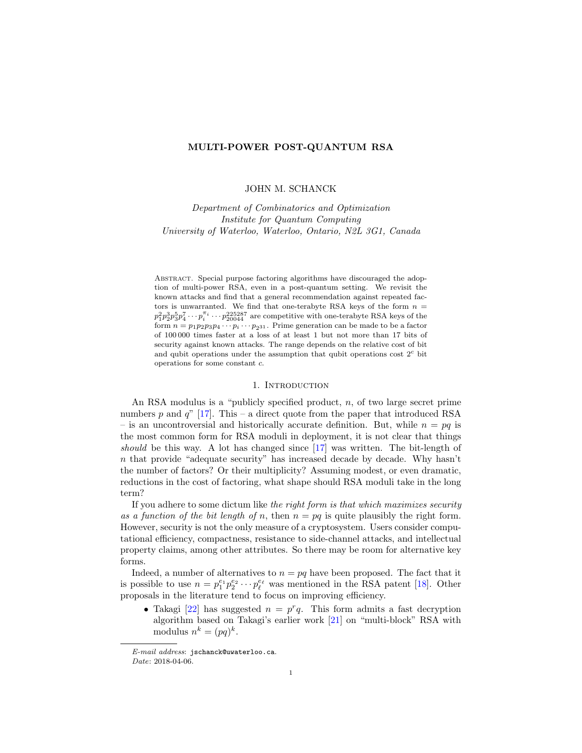# MULTI-POWER POST-QUANTUM RSA

JOHN M. SCHANCK

*Department of Combinatorics and Optimization*
*Institute for Quantum Computing*
*University of Waterloo, Waterloo, Ontario, N2L 3G1, Canada*

Abstract. Special purpose factoring algorithms have discouraged the adoption of multi-power RSA, even in a post-quantum setting. We revisit the known attacks and find that a general recommendation against repeated factors is unwarranted. We find that one-terabyte RSA keys of the form $n = p_1^2 p_2^3 p_3^5 p_4^7 \cdots p_i^{\pi_i} \cdots p_{20044}^{225287}$ are competitive with one-terabyte RSA keys of the form $n = p_1 p_2 p_3 p_4 \cdots p_i \cdots p_{2^{31}}$. Prime generation can be made to be a factor of 100 000 times faster at a loss of at least 1 but not more than 17 bits of security against known attacks. The range depends on the relative cost of bit and qubit operations under the assumption that qubit operations cost $2^c$ bit operations for some constant $c$.

## 1. Introduction

An RSA modulus is a "publicly specified product, $n$, of two large secret prime numbers $p$ and $q$" [17]. This – a direct quote from the paper that introduced RSA – is an uncontroversial and historically accurate definition. But, while $n = pq$ is the most common form for RSA moduli in deployment, it is not clear that things *should* be this way. A lot has changed since [17] was written. The bit-length of $n$ that provide "adequate security" has increased decade by decade. Why hasn't the number of factors? Or their multiplicity? Assuming modest, or even dramatic, reductions in the cost of factoring, what shape should RSA moduli take in the long term?

If you adhere to some dictum like *the right form is that which maximizes security as a function of the bit length of n*, then $n = pq$ is quite plausibly the right form. However, security is not the only measure of a cryptosystem. Users consider computational efficiency, compactness, resistance to side-channel attacks, and intellectual property claims, among other attributes. So there may be room for alternative key forms.

Indeed, a number of alternatives to $n = pq$ have been proposed. The fact that it is possible to use $n = p_1^{e_1} p_2^{e_2} \cdots p_\ell^{e_\ell}$ was mentioned in the RSA patent [18]. Other proposals in the literature tend to focus on improving efficiency.

- Takagi [22] has suggested $n = p^r q$. This form admits a fast decryption algorithm based on Takagi's earlier work [21] on "multi-block" RSA with modulus $n^k = (pq)^k$.

*E-mail address*: `jschanck@uwaterloo.ca`.
*Date*: 2018-04-06.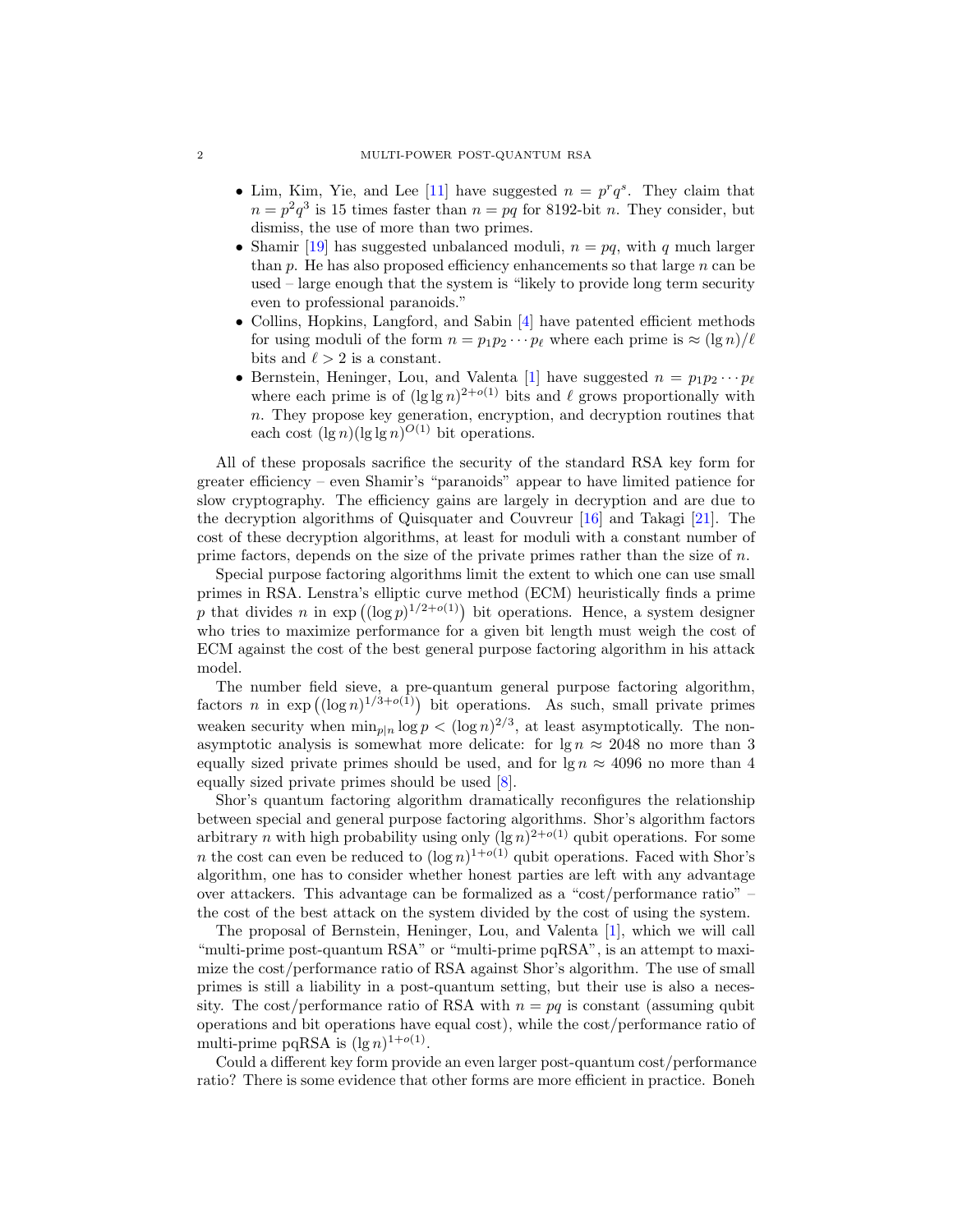- Lim, Kim, Yie, and Lee [11] have suggested $n = p^r q^s$. They claim that $n = p^2 q^3$ is 15 times faster than $n = pq$ for 8192-bit $n$. They consider, but dismiss, the use of more than two primes.
- Shamir [19] has suggested unbalanced moduli, $n = pq$, with $q$ much larger than $p$. He has also proposed efficiency enhancements so that large $n$ can be used – large enough that the system is "likely to provide long term security even to professional paranoids."
- Collins, Hopkins, Langford, and Sabin [4] have patented efficient methods for using moduli of the form $n = p_1 p_2 \cdots p_\ell$ where each prime is $\approx (\lg n)/\ell$ bits and $\ell > 2$ is a constant.
- Bernstein, Heninger, Lou, and Valenta [1] have suggested $n = p_1 p_2 \cdots p_\ell$ where each prime is of $(\lg \lg n)^{2+o(1)}$ bits and $\ell$ grows proportionally with $n$. They propose key generation, encryption, and decryption routines that each cost $(\lg n)(\lg \lg n)^{O(1)}$ bit operations.

All of these proposals sacrifice the security of the standard RSA key form for greater efficiency – even Shamir's "paranoids" appear to have limited patience for slow cryptography. The efficiency gains are largely in decryption and are due to the decryption algorithms of Quisquater and Couvreur [16] and Takagi [21]. The cost of these decryption algorithms, at least for moduli with a constant number of prime factors, depends on the size of the private primes rather than the size of $n$.

Special purpose factoring algorithms limit the extent to which one can use small primes in RSA. Lenstra's elliptic curve method (ECM) heuristically finds a prime $p$ that divides $n$ in $\exp\left((\log p)^{1/2+o(1)}\right)$ bit operations. Hence, a system designer who tries to maximize performance for a given bit length must weigh the cost of ECM against the cost of the best general purpose factoring algorithm in his attack model.

The number field sieve, a pre-quantum general purpose factoring algorithm, factors $n$ in $\exp\left((\log n)^{1/3+o(1)}\right)$ bit operations. As such, small private primes weaken security when $\min_{p|n} \log p < (\log n)^{2/3}$, at least asymptotically. The non-asymptotic analysis is somewhat more delicate: for $\lg n \approx 2048$ no more than 3 equally sized private primes should be used, and for $\lg n \approx 4096$ no more than 4 equally sized private primes should be used [8].

Shor's quantum factoring algorithm dramatically reconfigures the relationship between special and general purpose factoring algorithms. Shor's algorithm factors arbitrary $n$ with high probability using only $(\lg n)^{2+o(1)}$ qubit operations. For some $n$ the cost can even be reduced to $(\log n)^{1+o(1)}$ qubit operations. Faced with Shor's algorithm, one has to consider whether honest parties are left with any advantage over attackers. This advantage can be formalized as a "cost/performance ratio" – the cost of the best attack on the system divided by the cost of using the system.

The proposal of Bernstein, Heninger, Lou, and Valenta [1], which we will call "multi-prime post-quantum RSA" or "multi-prime pqRSA", is an attempt to maximize the cost/performance ratio of RSA against Shor's algorithm. The use of small primes is still a liability in a post-quantum setting, but their use is also a necessity. The cost/performance ratio of RSA with $n = pq$ is constant (assuming qubit operations and bit operations have equal cost), while the cost/performance ratio of multi-prime pqRSA is $(\lg n)^{1+o(1)}$.

Could a different key form provide an even larger post-quantum cost/performance ratio? There is some evidence that other forms are more efficient in practice. Boneh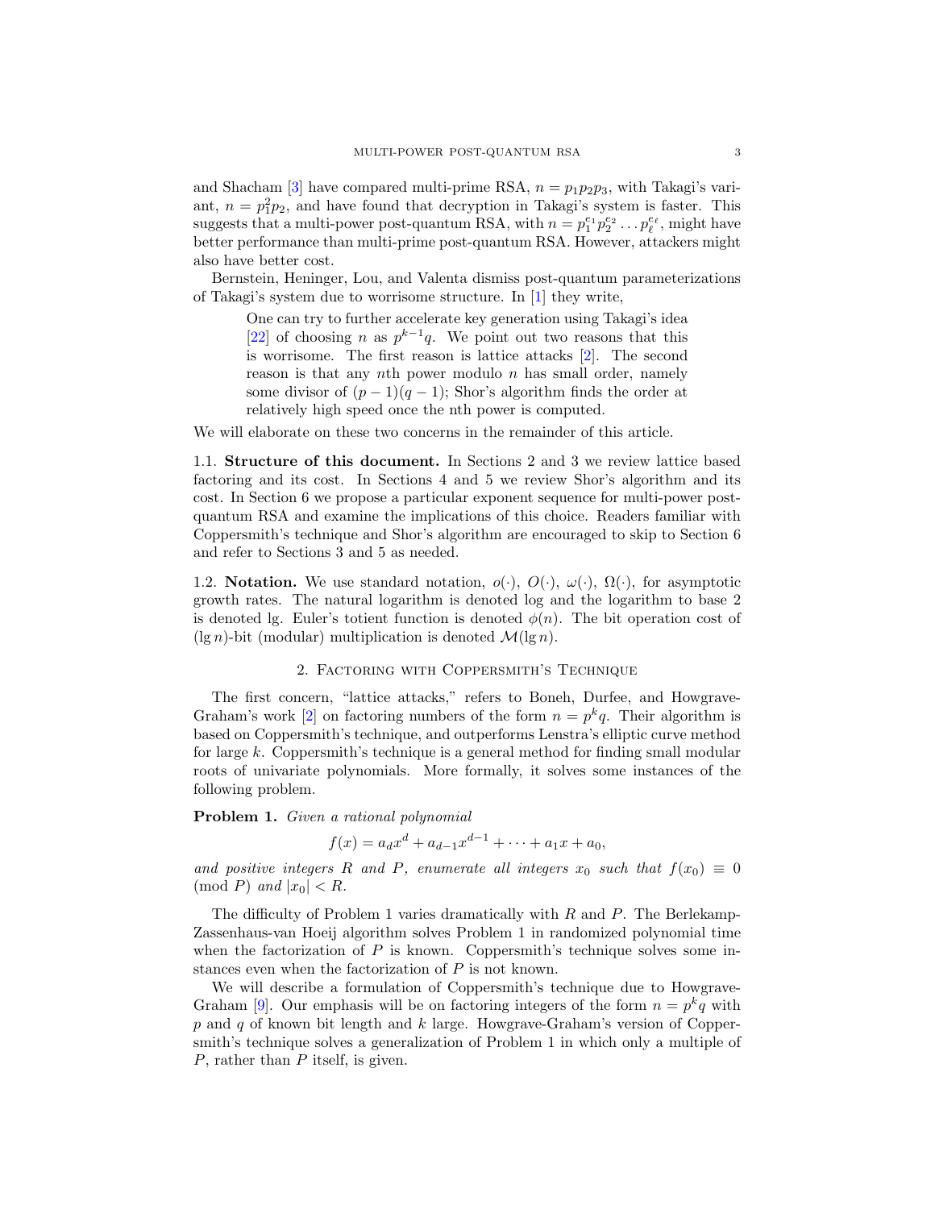and Shacham [3] have compared multi-prime RSA, $n = p_1p_2p_3$, with Takagi's variant, $n = p_1^2 p_2$, and have found that decryption in Takagi's system is faster. This suggests that a multi-power post-quantum RSA, with $n = p_1^{e_1} p_2^{e_2} \dots p_\ell^{e_\ell}$, might have better performance than multi-prime post-quantum RSA. However, attackers might also have better cost.

Bernstein, Heninger, Lou, and Valenta dismiss post-quantum parameterizations of Takagi's system due to worrisome structure. In [1] they write,

> One can try to further accelerate key generation using Takagi's idea [22] of choosing $n$ as $p^{k-1}q$. We point out two reasons that this is worrisome. The first reason is lattice attacks [2]. The second reason is that any $n$th power modulo $n$ has small order, namely some divisor of $(p-1)(q-1)$; Shor's algorithm finds the order at relatively high speed once the nth power is computed.

We will elaborate on these two concerns in the remainder of this article.

**1.1. Structure of this document.** In Sections 2 and 3 we review lattice based factoring and its cost. In Sections 4 and 5 we review Shor's algorithm and its cost. In Section 6 we propose a particular exponent sequence for multi-power post-quantum RSA and examine the implications of this choice. Readers familiar with Coppersmith's technique and Shor's algorithm are encouraged to skip to Section 6 and refer to Sections 3 and 5 as needed.

**1.2. Notation.** We use standard notation, $o(\cdot)$, $O(\cdot)$, $\omega(\cdot)$, $\Omega(\cdot)$, for asymptotic growth rates. The natural logarithm is denoted log and the logarithm to base 2 is denoted lg. Euler's totient function is denoted $\phi(n)$. The bit operation cost of $(\lg n)$-bit (modular) multiplication is denoted $\mathcal{M}(\lg n)$.

## 2. Factoring with Coppersmith's Technique

The first concern, "lattice attacks," refers to Boneh, Durfee, and Howgrave-Graham's work [2] on factoring numbers of the form $n = p^k q$. Their algorithm is based on Coppersmith's technique, and outperforms Lenstra's elliptic curve method for large $k$. Coppersmith's technique is a general method for finding small modular roots of univariate polynomials. More formally, it solves some instances of the following problem.

**Problem 1.** *Given a rational polynomial*

$$f(x) = a_d x^d + a_{d-1}x^{d-1} + \dots + a_1 x + a_0,$$

*and positive integers $R$ and $P$, enumerate all integers $x_0$ such that $f(x_0) \equiv 0 \pmod{P}$ and $|x_0| < R$.*

The difficulty of Problem 1 varies dramatically with $R$ and $P$. The Berlekamp-Zassenhaus-van Hoeij algorithm solves Problem 1 in randomized polynomial time when the factorization of $P$ is known. Coppersmith's technique solves some instances even when the factorization of $P$ is not known.

We will describe a formulation of Coppersmith's technique due to Howgrave-Graham [9]. Our emphasis will be on factoring integers of the form $n = p^k q$ with $p$ and $q$ of known bit length and $k$ large. Howgrave-Graham's version of Coppersmith's technique solves a generalization of Problem 1 in which only a multiple of $P$, rather than $P$ itself, is given.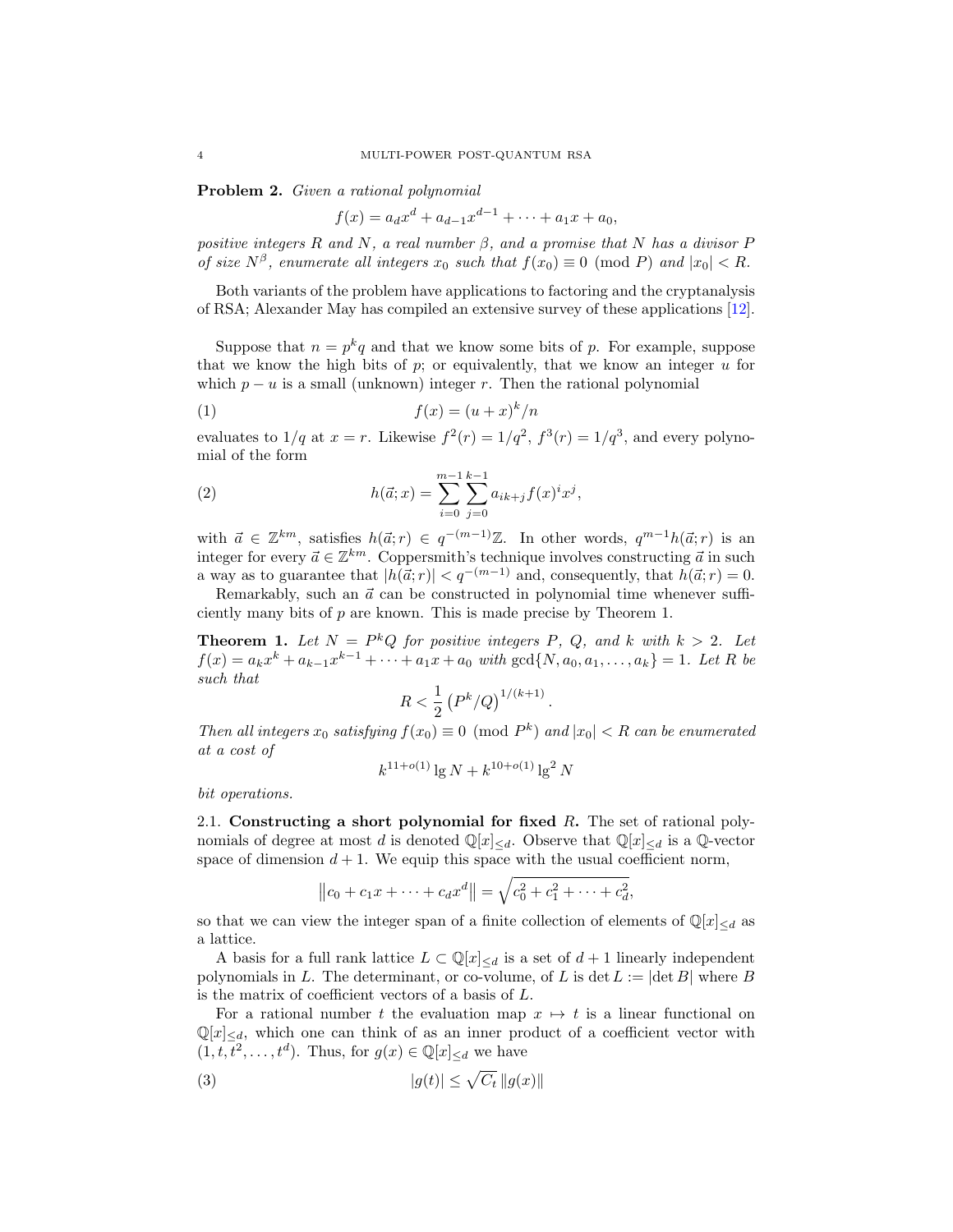**Problem 2.** *Given a rational polynomial*

$$f(x) = a_d x^d + a_{d-1}x^{d-1} + \cdots + a_1 x + a_0,$$

*positive integers $R$ and $N$, a real number $\beta$, and a promise that $N$ has a divisor $P$ of size $N^\beta$, enumerate all integers $x_0$ such that $f(x_0) \equiv 0 \pmod{P}$ and $|x_0| < R$.*

Both variants of the problem have applications to factoring and the cryptanalysis of RSA; Alexander May has compiled an extensive survey of these applications [12].

Suppose that $n = p^k q$ and that we know some bits of $p$. For example, suppose that we know the high bits of $p$; or equivalently, that we know an integer $u$ for which $p - u$ is a small (unknown) integer $r$. Then the rational polynomial

$$f(x) = (u + x)^k / n \tag{1}$$

evaluates to $1/q$ at $x = r$. Likewise $f^2(r) = 1/q^2$, $f^3(r) = 1/q^3$, and every polynomial of the form

$$h(\vec{a}; x) = \sum_{i=0}^{m-1} \sum_{j=0}^{k-1} a_{ik+j} f(x)^i x^j, \tag{2}$$

with $\vec{a} \in \mathbb{Z}^{km}$, satisfies $h(\vec{a}; r) \in q^{-(m-1)}\mathbb{Z}$. In other words, $q^{m-1}h(\vec{a}; r)$ is an integer for every $\vec{a} \in \mathbb{Z}^{km}$. Coppersmith's technique involves constructing $\vec{a}$ in such a way as to guarantee that $|h(\vec{a}; r)| < q^{-(m-1)}$ and, consequently, that $h(\vec{a}; r) = 0$.

Remarkably, such an $\vec{a}$ can be constructed in polynomial time whenever sufficiently many bits of $p$ are known. This is made precise by Theorem 1.

**Theorem 1.** *Let $N = P^k Q$ for positive integers $P$, $Q$, and $k$ with $k > 2$. Let $f(x) = a_k x^k + a_{k-1}x^{k-1} + \cdots + a_1 x + a_0$ with $\gcd\{N, a_0, a_1, \ldots, a_k\} = 1$. Let $R$ be such that*

$$R < \frac{1}{2}\left(P^k/Q\right)^{1/(k+1)}.$$

*Then all integers $x_0$ satisfying $f(x_0) \equiv 0 \pmod{P^k}$ and $|x_0| < R$ can be enumerated at a cost of*

$$k^{11+o(1)} \lg N + k^{10+o(1)} \lg^2 N$$

*bit operations.*

### 2.1. Constructing a short polynomial for fixed $R$.

The set of rational polynomials of degree at most $d$ is denoted $\mathbb{Q}[x]_{\leq d}$. Observe that $\mathbb{Q}[x]_{\leq d}$ is a $\mathbb{Q}$-vector space of dimension $d + 1$. We equip this space with the usual coefficient norm,

$$\left\| c_0 + c_1 x + \cdots + c_d x^d \right\| = \sqrt{c_0^2 + c_1^2 + \cdots + c_d^2},$$

so that we can view the integer span of a finite collection of elements of $\mathbb{Q}[x]_{\leq d}$ as a lattice.

A basis for a full rank lattice $L \subset \mathbb{Q}[x]_{\leq d}$ is a set of $d + 1$ linearly independent polynomials in $L$. The determinant, or co-volume, of $L$ is $\det L := |\det B|$ where $B$ is the matrix of coefficient vectors of a basis of $L$.

For a rational number $t$ the evaluation map $x \mapsto t$ is a linear functional on $\mathbb{Q}[x]_{\leq d}$, which one can think of as an inner product of a coefficient vector with $(1, t, t^2, \ldots, t^d)$. Thus, for $g(x) \in \mathbb{Q}[x]_{\leq d}$ we have

$$|g(t)| \leq \sqrt{C_t}\, \|g(x)\| \tag{3}$$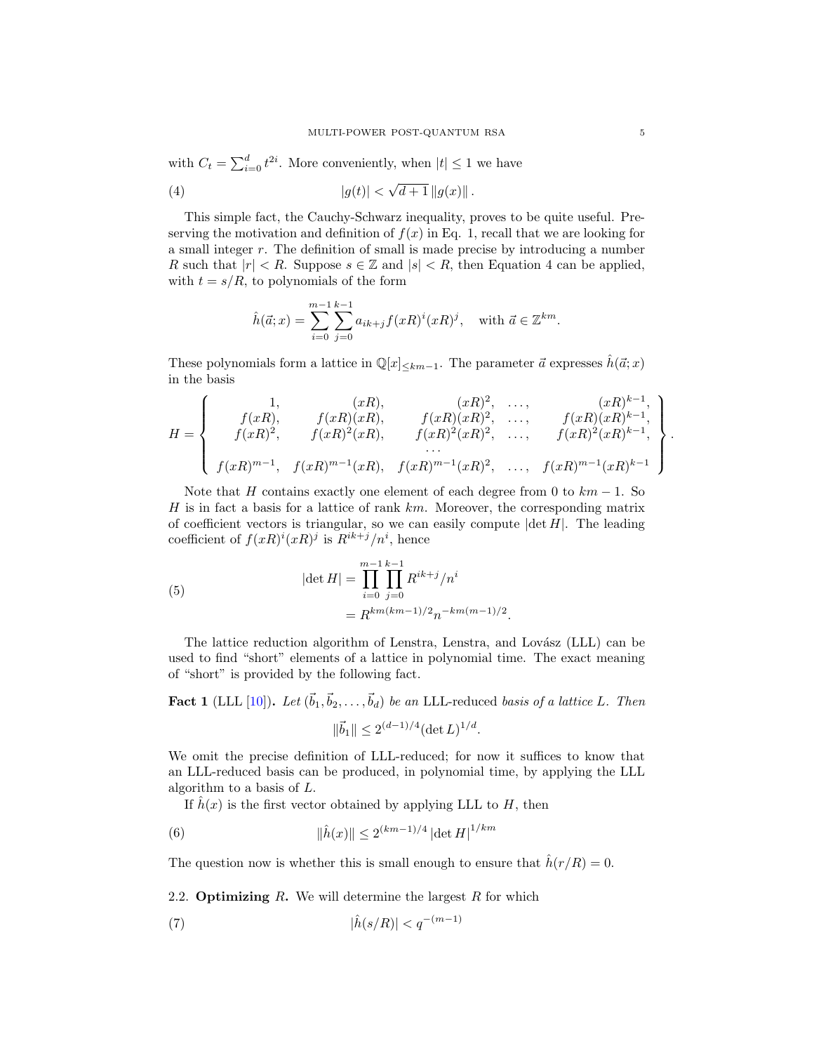with $C_t = \sum_{i=0}^{d} t^{2i}$. More conveniently, when $|t| \leq 1$ we have

$$|g(t)| < \sqrt{d+1}\, \|g(x)\| \,. \tag{4}$$

This simple fact, the Cauchy-Schwarz inequality, proves to be quite useful. Preserving the motivation and definition of $f(x)$ in Eq. 1, recall that we are looking for a small integer $r$. The definition of small is made precise by introducing a number $R$ such that $|r| < R$. Suppose $s \in \mathbb{Z}$ and $|s| < R$, then Equation 4 can be applied, with $t = s/R$, to polynomials of the form

$$\hat{h}(\vec{a}; x) = \sum_{i=0}^{m-1} \sum_{j=0}^{k-1} a_{ik+j} f(xR)^i (xR)^j, \quad \text{with } \vec{a} \in \mathbb{Z}^{km}.$$

These polynomials form a lattice in $\mathbb{Q}[x]_{\leq km-1}$. The parameter $\vec{a}$ expresses $\hat{h}(\vec{a}; x)$ in the basis

$$H = \left\{ \begin{array}{ccccc} 1, & (xR), & (xR)^2, & \ldots, & (xR)^{k-1}, \\ f(xR), & f(xR)(xR), & f(xR)(xR)^2, & \ldots, & f(xR)(xR)^{k-1}, \\ f(xR)^2, & f(xR)^2(xR), & f(xR)^2(xR)^2, & \ldots, & f(xR)^2(xR)^{k-1}, \\ & & \cdots & & \\ f(xR)^{m-1}, & f(xR)^{m-1}(xR), & f(xR)^{m-1}(xR)^2, & \ldots, & f(xR)^{m-1}(xR)^{k-1} \end{array} \right\}.$$

Note that $H$ contains exactly one element of each degree from 0 to $km-1$. So $H$ is in fact a basis for a lattice of rank $km$. Moreover, the corresponding matrix of coefficient vectors is triangular, so we can easily compute $|\det H|$. The leading coefficient of $f(xR)^i(xR)^j$ is $R^{ik+j}/n^i$, hence

$$\begin{aligned} |\det H| &= \prod_{i=0}^{m-1} \prod_{j=0}^{k-1} R^{ik+j}/n^i \\ &= R^{km(km-1)/2} n^{-km(m-1)/2}. \end{aligned} \tag{5}$$

The lattice reduction algorithm of Lenstra, Lenstra, and Lovász (LLL) can be used to find "short" elements of a lattice in polynomial time. The exact meaning of "short" is provided by the following fact.

**Fact 1** (LLL [10])**.** *Let $(\vec{b}_1, \vec{b}_2, \ldots, \vec{b}_d)$ be an* LLL-reduced *basis of a lattice $L$. Then*

$$\|\vec{b}_1\| \leq 2^{(d-1)/4} (\det L)^{1/d}.$$

We omit the precise definition of LLL-reduced; for now it suffices to know that an LLL-reduced basis can be produced, in polynomial time, by applying the LLL algorithm to a basis of $L$.

If $\hat{h}(x)$ is the first vector obtained by applying LLL to $H$, then

$$\|\hat{h}(x)\| \leq 2^{(km-1)/4} |\det H|^{1/km} \tag{6}$$

The question now is whether this is small enough to ensure that $\hat{h}(r/R) = 0$.

### 2.2. Optimizing $R$.

We will determine the largest $R$ for which

$$|\hat{h}(s/R)| < q^{-(m-1)} \tag{7}$$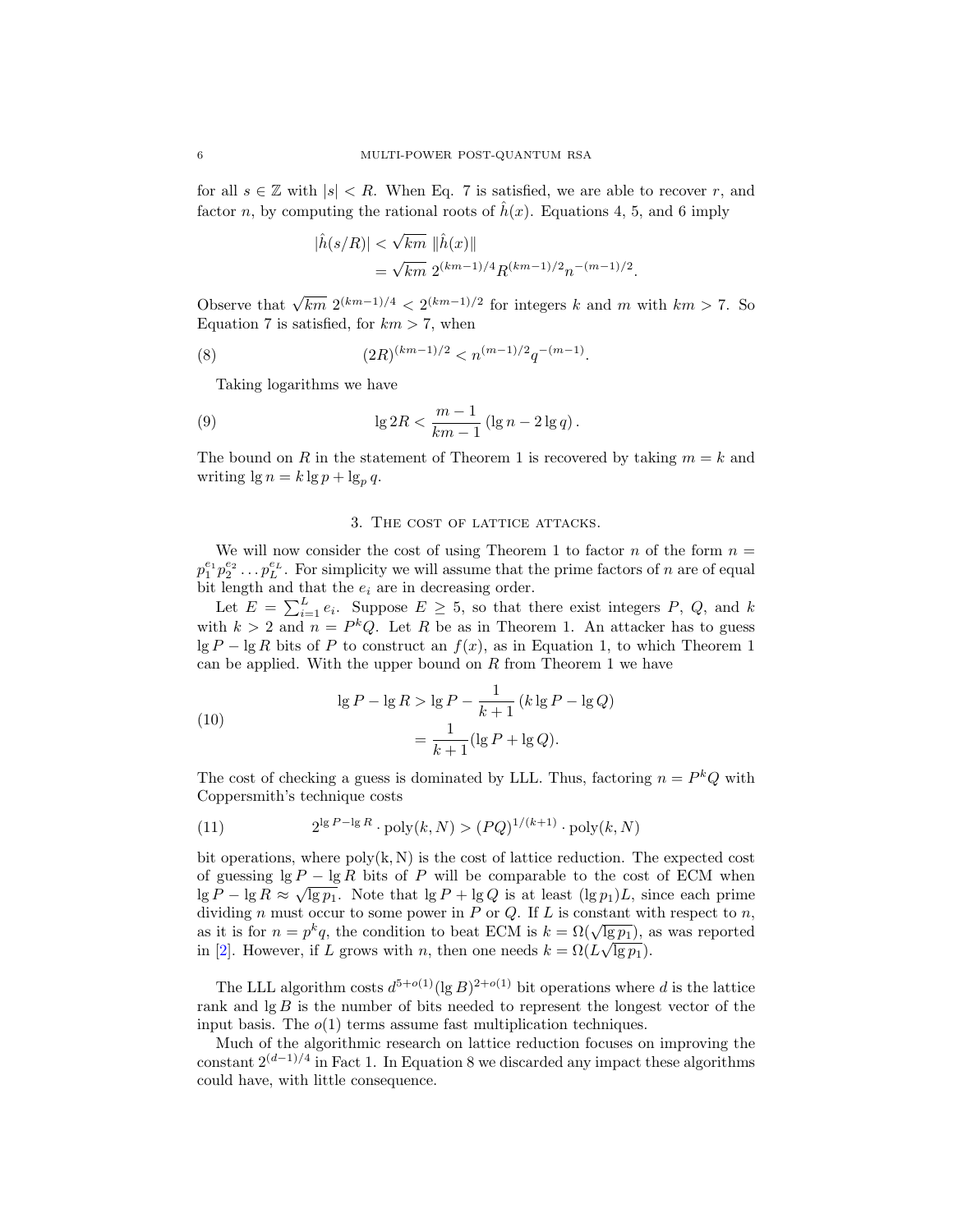for all $s \in \mathbb{Z}$ with $|s| < R$. When Eq. 7 is satisfied, we are able to recover $r$, and factor $n$, by computing the rational roots of $\hat{h}(x)$. Equations 4, 5, and 6 imply

$$
\begin{aligned}
|\hat{h}(s/R)| &< \sqrt{km}\ \|\hat{h}(x)\| \\
&= \sqrt{km}\ 2^{(km-1)/4} R^{(km-1)/2} n^{-(m-1)/2}.
\end{aligned}
$$

Observe that $\sqrt{km}\ 2^{(km-1)/4} < 2^{(km-1)/2}$ for integers $k$ and $m$ with $km > 7$. So Equation 7 is satisfied, for $km > 7$, when

$$
(2R)^{(km-1)/2} < n^{(m-1)/2} q^{-(m-1)}. \tag{8}
$$

Taking logarithms we have

$$
\lg 2R < \frac{m-1}{km-1} \left( \lg n - 2 \lg q \right). \tag{9}
$$

The bound on $R$ in the statement of Theorem 1 is recovered by taking $m = k$ and writing $\lg n = k \lg p + \lg_p q$.

## 3. The cost of lattice attacks.

We will now consider the cost of using Theorem 1 to factor $n$ of the form $n = p_1^{e_1} p_2^{e_2} \dots p_L^{e_L}$. For simplicity we will assume that the prime factors of $n$ are of equal bit length and that the $e_i$ are in decreasing order.

Let $E = \sum_{i=1}^{L} e_i$. Suppose $E \geq 5$, so that there exist integers $P$, $Q$, and $k$ with $k > 2$ and $n = P^k Q$. Let $R$ be as in Theorem 1. An attacker has to guess $\lg P - \lg R$ bits of $P$ to construct an $f(x)$, as in Equation 1, to which Theorem 1 can be applied. With the upper bound on $R$ from Theorem 1 we have

$$
\begin{aligned}
\lg P - \lg R &> \lg P - \frac{1}{k+1} \left( k \lg P - \lg Q \right) \\
&= \frac{1}{k+1} (\lg P + \lg Q).
\end{aligned} \tag{10}
$$

The cost of checking a guess is dominated by LLL. Thus, factoring $n = P^k Q$ with Coppersmith's technique costs

$$
2^{\lg P - \lg R} \cdot \mathrm{poly}(k, N) > (PQ)^{1/(k+1)} \cdot \mathrm{poly}(k, N) \tag{11}
$$

bit operations, where poly(k, N) is the cost of lattice reduction. The expected cost of guessing $\lg P - \lg R$ bits of $P$ will be comparable to the cost of ECM when $\lg P - \lg R \approx \sqrt{\lg p_1}$. Note that $\lg P + \lg Q$ is at least $(\lg p_1)L$, since each prime dividing $n$ must occur to some power in $P$ or $Q$. If $L$ is constant with respect to $n$, as it is for $n = p^k q$, the condition to beat ECM is $k = \Omega(\sqrt{\lg p_1})$, as was reported in [2]. However, if $L$ grows with $n$, then one needs $k = \Omega(L\sqrt{\lg p_1})$.

The LLL algorithm costs $d^{5+o(1)} (\lg B)^{2+o(1)}$ bit operations where $d$ is the lattice rank and $\lg B$ is the number of bits needed to represent the longest vector of the input basis. The $o(1)$ terms assume fast multiplication techniques.

Much of the algorithmic research on lattice reduction focuses on improving the constant $2^{(d-1)/4}$ in Fact 1. In Equation 8 we discarded any impact these algorithms could have, with little consequence.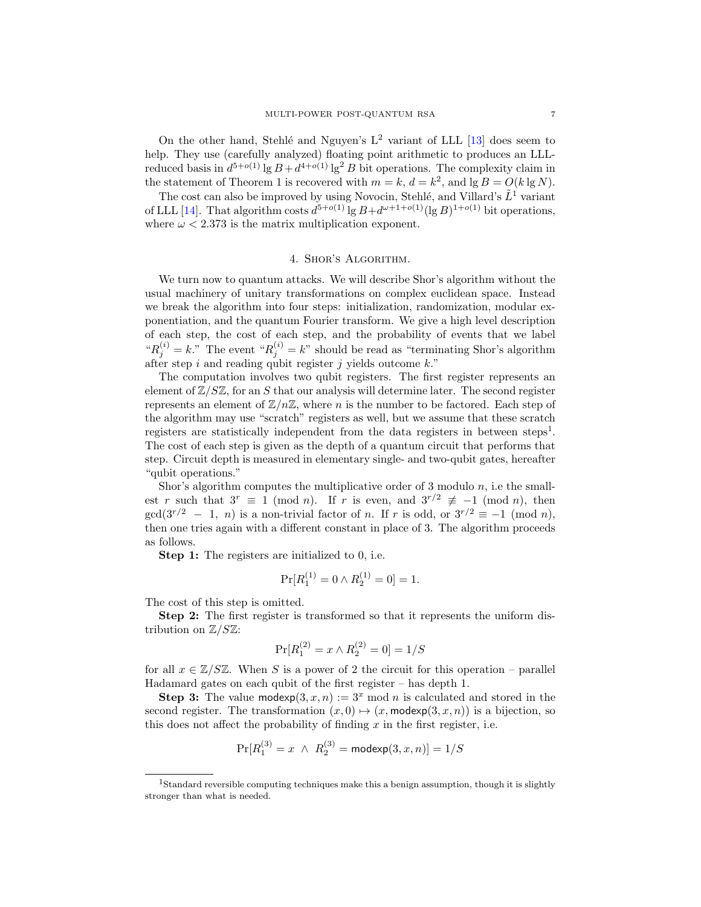On the other hand, Stehlé and Nguyen's $L^2$ variant of LLL [13] does seem to help. They use (carefully analyzed) floating point arithmetic to produces an LLL-reduced basis in $d^{5+o(1)} \lg B + d^{4+o(1)} \lg^2 B$ bit operations. The complexity claim in the statement of Theorem 1 is recovered with $m = k$, $d = k^2$, and $\lg B = O(k \lg N)$.

The cost can also be improved by using Novocin, Stehlé, and Villard's $\tilde{L}^1$ variant of LLL [14]. That algorithm costs $d^{5+o(1)} \lg B + d^{\omega+1+o(1)} (\lg B)^{1+o(1)}$ bit operations, where $\omega < 2.373$ is the matrix multiplication exponent.

## 4. Shor's Algorithm.

We turn now to quantum attacks. We will describe Shor's algorithm without the usual machinery of unitary transformations on complex euclidean space. Instead we break the algorithm into four steps: initialization, randomization, modular exponentiation, and the quantum Fourier transform. We give a high level description of each step, the cost of each step, and the probability of events that we label "$R_j^{(i)} = k$." The event "$R_j^{(i)} = k$" should be read as "terminating Shor's algorithm after step $i$ and reading qubit register $j$ yields outcome $k$."

The computation involves two qubit registers. The first register represents an element of $\mathbb{Z}/S\mathbb{Z}$, for an $S$ that our analysis will determine later. The second register represents an element of $\mathbb{Z}/n\mathbb{Z}$, where $n$ is the number to be factored. Each step of the algorithm may use "scratch" registers as well, but we assume that these scratch registers are statistically independent from the data registers in between steps[1]. The cost of each step is given as the depth of a quantum circuit that performs that step. Circuit depth is measured in elementary single- and two-qubit gates, hereafter "qubit operations."

Shor's algorithm computes the multiplicative order of 3 modulo $n$, i.e the smallest $r$ such that $3^r \equiv 1 \pmod{n}$. If $r$ is even, and $3^{r/2} \not\equiv -1 \pmod{n}$, then $\gcd(3^{r/2} - 1,\ n)$ is a non-trivial factor of $n$. If $r$ is odd, or $3^{r/2} \equiv -1 \pmod{n}$, then one tries again with a different constant in place of 3. The algorithm proceeds as follows.

**Step 1:** The registers are initialized to 0, i.e.

$$\Pr[R_1^{(1)} = 0 \wedge R_2^{(1)} = 0] = 1.$$

The cost of this step is omitted.

**Step 2:** The first register is transformed so that it represents the uniform distribution on $\mathbb{Z}/S\mathbb{Z}$:

$$\Pr[R_1^{(2)} = x \wedge R_2^{(2)} = 0] = 1/S$$

for all $x \in \mathbb{Z}/S\mathbb{Z}$. When $S$ is a power of 2 the circuit for this operation – parallel Hadamard gates on each qubit of the first register – has depth 1.

**Step 3:** The value $\mathsf{modexp}(3, x, n) := 3^x \bmod n$ is calculated and stored in the second register. The transformation $(x, 0) \mapsto (x, \mathsf{modexp}(3, x, n))$ is a bijection, so this does not affect the probability of finding $x$ in the first register, i.e.

$$\Pr[R_1^{(3)} = x \ \wedge \ R_2^{(3)} = \mathsf{modexp}(3, x, n)] = 1/S$$

[1] Standard reversible computing techniques make this a benign assumption, though it is slightly stronger than what is needed.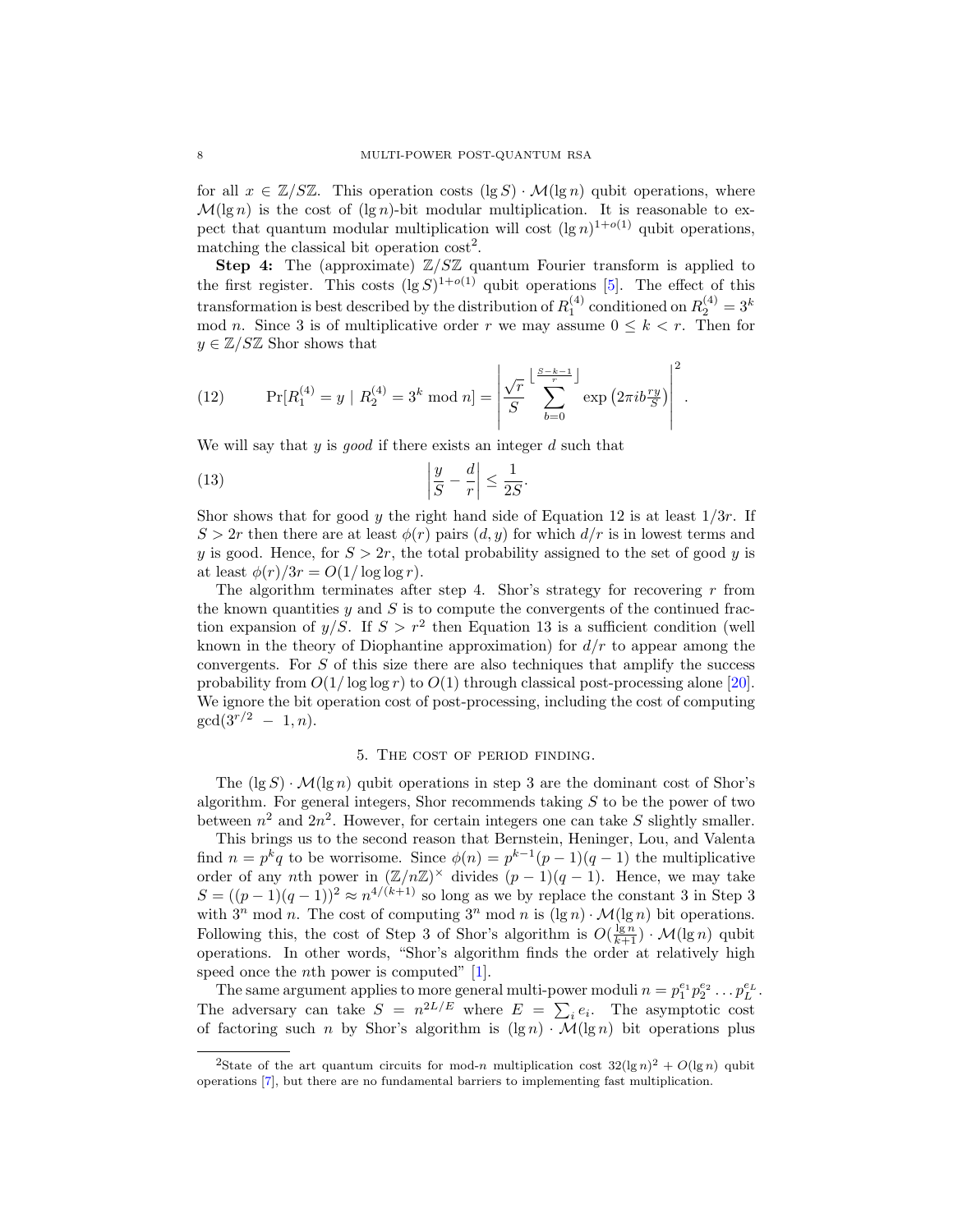for all $x \in \mathbb{Z}/S\mathbb{Z}$. This operation costs $(\lg S) \cdot \mathcal{M}(\lg n)$ qubit operations, where $\mathcal{M}(\lg n)$ is the cost of $(\lg n)$-bit modular multiplication. It is reasonable to expect that quantum modular multiplication will cost $(\lg n)^{1+o(1)}$ qubit operations, matching the classical bit operation cost[2].

**Step 4:** The (approximate) $\mathbb{Z}/S\mathbb{Z}$ quantum Fourier transform is applied to the first register. This costs $(\lg S)^{1+o(1)}$ qubit operations [5]. The effect of this transformation is best described by the distribution of $R_1^{(4)}$ conditioned on $R_2^{(4)} = 3^k \bmod n$. Since 3 is of multiplicative order $r$ we may assume $0 \le k < r$. Then for $y \in \mathbb{Z}/S\mathbb{Z}$ Shor shows that

$$\Pr[R_1^{(4)} = y \mid R_2^{(4)} = 3^k \bmod n] = \left| \frac{\sqrt{r}}{S} \sum_{b=0}^{\lfloor \frac{S-k-1}{r} \rfloor} \exp\left(2\pi i b \tfrac{ry}{S}\right) \right|^2. \tag{12}$$

We will say that $y$ is *good* if there exists an integer $d$ such that

$$\left| \frac{y}{S} - \frac{d}{r} \right| \le \frac{1}{2S}. \tag{13}$$

Shor shows that for good $y$ the right hand side of Equation 12 is at least $1/3r$. If $S > 2r$ then there are at least $\phi(r)$ pairs $(d, y)$ for which $d/r$ is in lowest terms and $y$ is good. Hence, for $S > 2r$, the total probability assigned to the set of good $y$ is at least $\phi(r)/3r = O(1/\log\log r)$.

The algorithm terminates after step 4. Shor's strategy for recovering $r$ from the known quantities $y$ and $S$ is to compute the convergents of the continued fraction expansion of $y/S$. If $S > r^2$ then Equation 13 is a sufficient condition (well known in the theory of Diophantine approximation) for $d/r$ to appear among the convergents. For $S$ of this size there are also techniques that amplify the success probability from $O(1/\log\log r)$ to $O(1)$ through classical post-processing alone [20]. We ignore the bit operation cost of post-processing, including the cost of computing $\gcd(3^{r/2} - 1, n)$.

## 5. The cost of period finding.

The $(\lg S) \cdot \mathcal{M}(\lg n)$ qubit operations in step 3 are the dominant cost of Shor's algorithm. For general integers, Shor recommends taking $S$ to be the power of two between $n^2$ and $2n^2$. However, for certain integers one can take $S$ slightly smaller.

This brings us to the second reason that Bernstein, Heninger, Lou, and Valenta find $n = p^k q$ to be worrisome. Since $\phi(n) = p^{k-1}(p-1)(q-1)$ the multiplicative order of any $n$th power in $(\mathbb{Z}/n\mathbb{Z})^\times$ divides $(p-1)(q-1)$. Hence, we may take $S = ((p-1)(q-1))^2 \approx n^{4/(k+1)}$ so long as we by replace the constant 3 in Step 3 with $3^n \bmod n$. The cost of computing $3^n \bmod n$ is $(\lg n) \cdot \mathcal{M}(\lg n)$ bit operations. Following this, the cost of Step 3 of Shor's algorithm is $O(\frac{\lg n}{k+1}) \cdot \mathcal{M}(\lg n)$ qubit operations. In other words, "Shor's algorithm finds the order at relatively high speed once the $n$th power is computed" [1].

The same argument applies to more general multi-power moduli $n = p_1^{e_1} p_2^{e_2} \dots p_L^{e_L}$. The adversary can take $S = n^{2L/E}$ where $E = \sum_i e_i$. The asymptotic cost of factoring such $n$ by Shor's algorithm is $(\lg n) \cdot \mathcal{M}(\lg n)$ bit operations plus

---

[2] State of the art quantum circuits for mod-$n$ multiplication cost $32(\lg n)^2 + O(\lg n)$ qubit operations [7], but there are no fundamental barriers to implementing fast multiplication.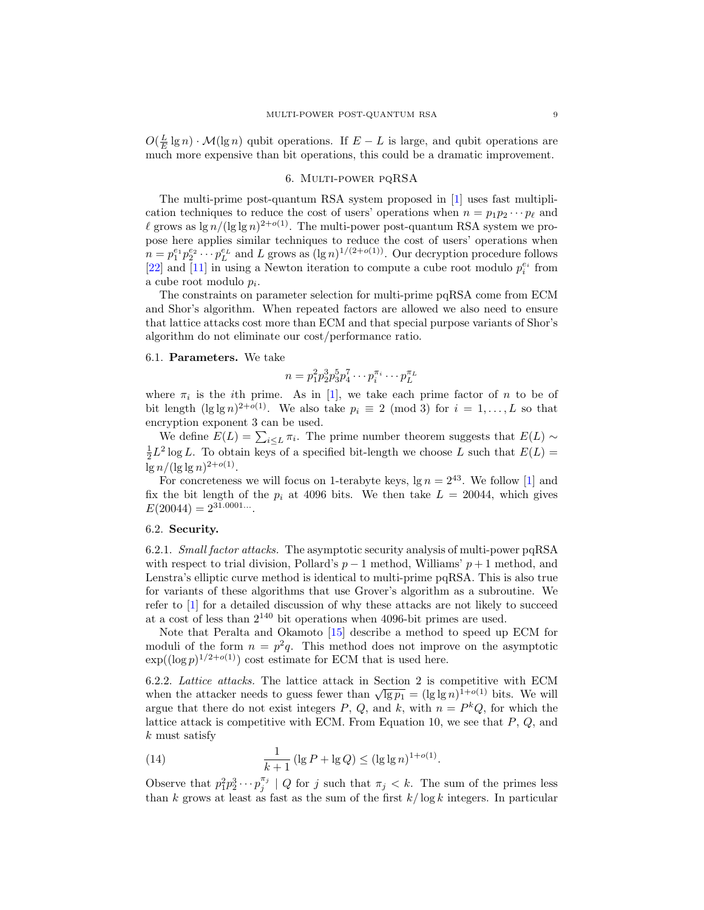$O(\frac{L}{E} \lg n) \cdot \mathcal{M}(\lg n)$ qubit operations. If $E - L$ is large, and qubit operations are much more expensive than bit operations, this could be a dramatic improvement.

## 6. Multi-power pqRSA

The multi-prime post-quantum RSA system proposed in [1] uses fast multiplication techniques to reduce the cost of users' operations when $n = p_1 p_2 \cdots p_\ell$ and $\ell$ grows as $\lg n / (\lg \lg n)^{2+o(1)}$. The multi-power post-quantum RSA system we propose here applies similar techniques to reduce the cost of users' operations when $n = p_1^{e_1} p_2^{e_2} \cdots p_L^{e_L}$ and $L$ grows as $(\lg n)^{1/(2+o(1))}$. Our decryption procedure follows [22] and [11] in using a Newton iteration to compute a cube root modulo $p_i^{e_i}$ from a cube root modulo $p_i$.

The constraints on parameter selection for multi-prime pqRSA come from ECM and Shor's algorithm. When repeated factors are allowed we also need to ensure that lattice attacks cost more than ECM and that special purpose variants of Shor's algorithm do not eliminate our cost/performance ratio.

### 6.1. Parameters.

We take

$$n = p_1^2 p_2^3 p_3^5 p_4^7 \cdots p_i^{\pi_i} \cdots p_L^{\pi_L}$$

where $\pi_i$ is the $i$th prime. As in [1], we take each prime factor of $n$ to be of bit length $(\lg \lg n)^{2+o(1)}$. We also take $p_i \equiv 2 \pmod 3$ for $i = 1, \ldots, L$ so that encryption exponent 3 can be used.

We define $E(L) = \sum_{i \leq L} \pi_i$. The prime number theorem suggests that $E(L) \sim \frac{1}{2} L^2 \log L$. To obtain keys of a specified bit-length we choose $L$ such that $E(L) = \lg n / (\lg \lg n)^{2+o(1)}$.

For concreteness we will focus on 1-terabyte keys, $\lg n = 2^{43}$. We follow [1] and fix the bit length of the $p_i$ at 4096 bits. We then take $L = 20044$, which gives $E(20044) = 2^{31.0001\ldots}$.

### 6.2. Security.

6.2.1. *Small factor attacks.* The asymptotic security analysis of multi-power pqRSA with respect to trial division, Pollard's $p - 1$ method, Williams' $p + 1$ method, and Lenstra's elliptic curve method is identical to multi-prime pqRSA. This is also true for variants of these algorithms that use Grover's algorithm as a subroutine. We refer to [1] for a detailed discussion of why these attacks are not likely to succeed at a cost of less than $2^{140}$ bit operations when 4096-bit primes are used.

Note that Peralta and Okamoto [15] describe a method to speed up ECM for moduli of the form $n = p^2 q$. This method does not improve on the asymptotic $\exp((\log p)^{1/2+o(1)})$ cost estimate for ECM that is used here.

6.2.2. *Lattice attacks.* The lattice attack in Section 2 is competitive with ECM when the attacker needs to guess fewer than $\sqrt{\lg p_1} = (\lg \lg n)^{1+o(1)}$ bits. We will argue that there do not exist integers $P$, $Q$, and $k$, with $n = P^k Q$, for which the lattice attack is competitive with ECM. From Equation 10, we see that $P$, $Q$, and $k$ must satisfy

$$\frac{1}{k+1} (\lg P + \lg Q) \leq (\lg \lg n)^{1+o(1)}. \tag{14}$$

Observe that $p_1^2 p_2^3 \cdots p_j^{\pi_j} \mid Q$ for $j$ such that $\pi_j < k$. The sum of the primes less than $k$ grows at least as fast as the sum of the first $k / \log k$ integers. In particular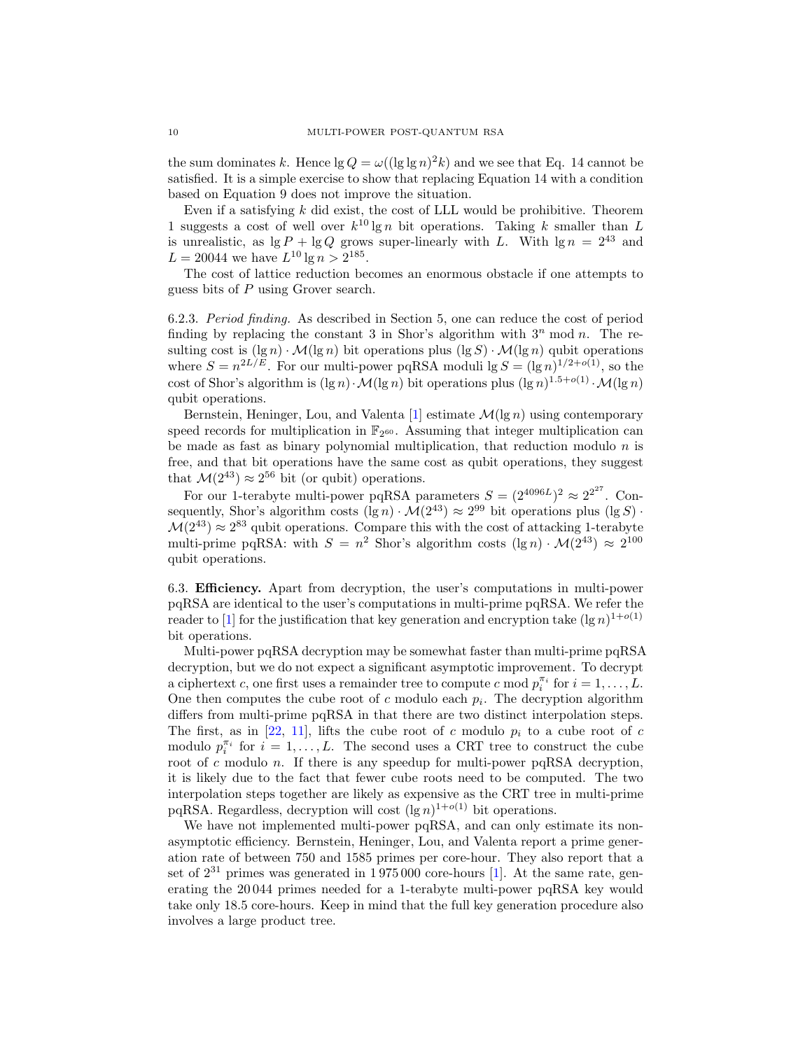the sum dominates $k$. Hence $\lg Q = \omega((\lg\lg n)^2 k)$ and we see that Eq. 14 cannot be satisfied. It is a simple exercise to show that replacing Equation 14 with a condition based on Equation 9 does not improve the situation.

Even if a satisfying $k$ did exist, the cost of LLL would be prohibitive. Theorem 1 suggests a cost of well over $k^{10} \lg n$ bit operations. Taking $k$ smaller than $L$ is unrealistic, as $\lg P + \lg Q$ grows super-linearly with $L$. With $\lg n = 2^{43}$ and $L = 20044$ we have $L^{10} \lg n > 2^{185}$.

The cost of lattice reduction becomes an enormous obstacle if one attempts to guess bits of $P$ using Grover search.

6.2.3. *Period finding.* As described in Section 5, one can reduce the cost of period finding by replacing the constant 3 in Shor's algorithm with $3^n \bmod n$. The resulting cost is $(\lg n) \cdot \mathcal{M}(\lg n)$ bit operations plus $(\lg S) \cdot \mathcal{M}(\lg n)$ qubit operations where $S = n^{2L/E}$. For our multi-power pqRSA moduli $\lg S = (\lg n)^{1/2+o(1)}$, so the cost of Shor's algorithm is $(\lg n) \cdot \mathcal{M}(\lg n)$ bit operations plus $(\lg n)^{1.5+o(1)} \cdot \mathcal{M}(\lg n)$ qubit operations.

Bernstein, Heninger, Lou, and Valenta [1] estimate $\mathcal{M}(\lg n)$ using contemporary speed records for multiplication in $\mathbb{F}_{2^{60}}$. Assuming that integer multiplication can be made as fast as binary polynomial multiplication, that reduction modulo $n$ is free, and that bit operations have the same cost as qubit operations, they suggest that $\mathcal{M}(2^{43}) \approx 2^{56}$ bit (or qubit) operations.

For our 1-terabyte multi-power pqRSA parameters $S = (2^{4096L})^2 \approx 2^{2^{27}}$. Consequently, Shor's algorithm costs $(\lg n) \cdot \mathcal{M}(2^{43}) \approx 2^{99}$ bit operations plus $(\lg S) \cdot \mathcal{M}(2^{43}) \approx 2^{83}$ qubit operations. Compare this with the cost of attacking 1-terabyte multi-prime pqRSA: with $S = n^2$ Shor's algorithm costs $(\lg n) \cdot \mathcal{M}(2^{43}) \approx 2^{100}$ qubit operations.

6.3. **Efficiency.** Apart from decryption, the user's computations in multi-power pqRSA are identical to the user's computations in multi-prime pqRSA. We refer the reader to [1] for the justification that key generation and encryption take $(\lg n)^{1+o(1)}$ bit operations.

Multi-power pqRSA decryption may be somewhat faster than multi-prime pqRSA decryption, but we do not expect a significant asymptotic improvement. To decrypt a ciphertext $c$, one first uses a remainder tree to compute $c \bmod p_i^{\pi_i}$ for $i = 1, \ldots, L$. One then computes the cube root of $c$ modulo each $p_i$. The decryption algorithm differs from multi-prime pqRSA in that there are two distinct interpolation steps. The first, as in [22, 11], lifts the cube root of $c$ modulo $p_i$ to a cube root of $c$ modulo $p_i^{\pi_i}$ for $i = 1, \ldots, L$. The second uses a CRT tree to construct the cube root of $c$ modulo $n$. If there is any speedup for multi-power pqRSA decryption, it is likely due to the fact that fewer cube roots need to be computed. The two interpolation steps together are likely as expensive as the CRT tree in multi-prime pqRSA. Regardless, decryption will cost $(\lg n)^{1+o(1)}$ bit operations.

We have not implemented multi-power pqRSA, and can only estimate its non-asymptotic efficiency. Bernstein, Heninger, Lou, and Valenta report a prime generation rate of between 750 and 1585 primes per core-hour. They also report that a set of $2^{31}$ primes was generated in 1 975 000 core-hours [1]. At the same rate, generating the 20 044 primes needed for a 1-terabyte multi-power pqRSA key would take only 18.5 core-hours. Keep in mind that the full key generation procedure also involves a large product tree.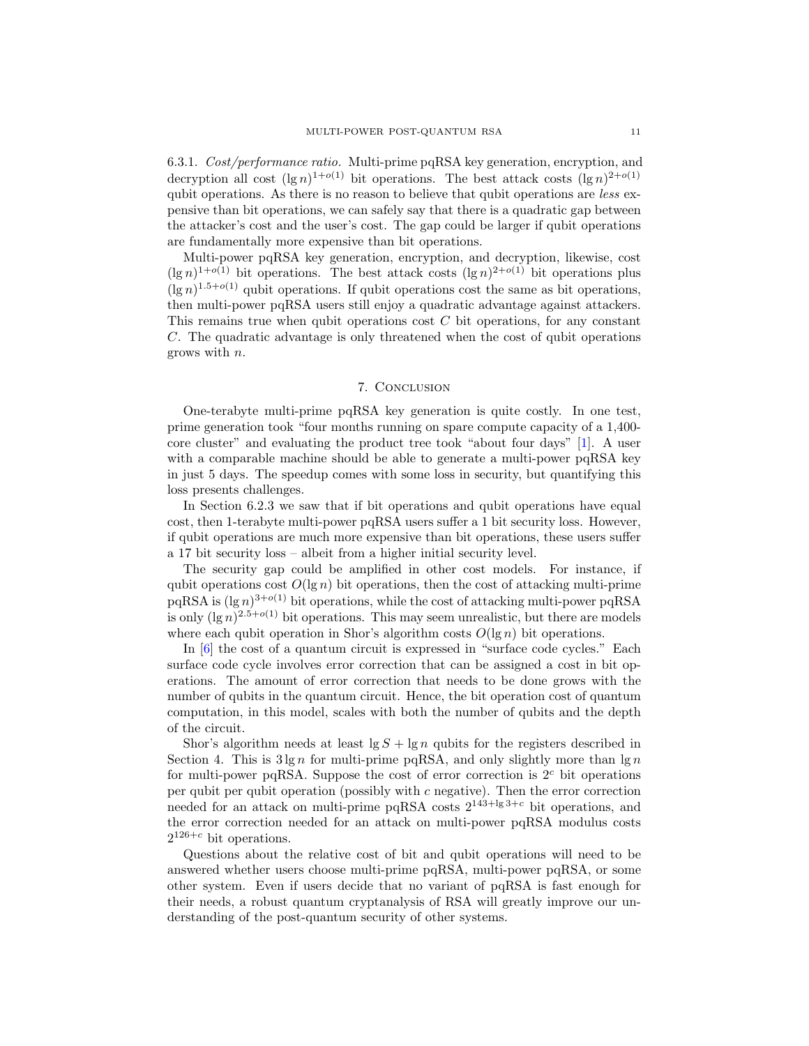6.3.1. *Cost/performance ratio.* Multi-prime pqRSA key generation, encryption, and decryption all cost $(\lg n)^{1+o(1)}$ bit operations. The best attack costs $(\lg n)^{2+o(1)}$ qubit operations. As there is no reason to believe that qubit operations are *less* expensive than bit operations, we can safely say that there is a quadratic gap between the attacker's cost and the user's cost. The gap could be larger if qubit operations are fundamentally more expensive than bit operations.

Multi-power pqRSA key generation, encryption, and decryption, likewise, cost $(\lg n)^{1+o(1)}$ bit operations. The best attack costs $(\lg n)^{2+o(1)}$ bit operations plus $(\lg n)^{1.5+o(1)}$ qubit operations. If qubit operations cost the same as bit operations, then multi-power pqRSA users still enjoy a quadratic advantage against attackers. This remains true when qubit operations cost $C$ bit operations, for any constant $C$. The quadratic advantage is only threatened when the cost of qubit operations grows with $n$.

## 7. Conclusion

One-terabyte multi-prime pqRSA key generation is quite costly. In one test, prime generation took "four months running on spare compute capacity of a 1,400-core cluster" and evaluating the product tree took "about four days" [1]. A user with a comparable machine should be able to generate a multi-power pqRSA key in just 5 days. The speedup comes with some loss in security, but quantifying this loss presents challenges.

In Section 6.2.3 we saw that if bit operations and qubit operations have equal cost, then 1-terabyte multi-power pqRSA users suffer a 1 bit security loss. However, if qubit operations are much more expensive than bit operations, these users suffer a 17 bit security loss – albeit from a higher initial security level.

The security gap could be amplified in other cost models. For instance, if qubit operations cost $O(\lg n)$ bit operations, then the cost of attacking multi-prime pqRSA is $(\lg n)^{3+o(1)}$ bit operations, while the cost of attacking multi-power pqRSA is only $(\lg n)^{2.5+o(1)}$ bit operations. This may seem unrealistic, but there are models where each qubit operation in Shor's algorithm costs $O(\lg n)$ bit operations.

In [6] the cost of a quantum circuit is expressed in "surface code cycles." Each surface code cycle involves error correction that can be assigned a cost in bit operations. The amount of error correction that needs to be done grows with the number of qubits in the quantum circuit. Hence, the bit operation cost of quantum computation, in this model, scales with both the number of qubits and the depth of the circuit.

Shor's algorithm needs at least $\lg S + \lg n$ qubits for the registers described in Section 4. This is $3 \lg n$ for multi-prime pqRSA, and only slightly more than $\lg n$ for multi-power pqRSA. Suppose the cost of error correction is $2^c$ bit operations per qubit per qubit operation (possibly with $c$ negative). Then the error correction needed for an attack on multi-prime pqRSA costs $2^{143+\lg 3+c}$ bit operations, and the error correction needed for an attack on multi-power pqRSA modulus costs $2^{126+c}$ bit operations.

Questions about the relative cost of bit and qubit operations will need to be answered whether users choose multi-prime pqRSA, multi-power pqRSA, or some other system. Even if users decide that no variant of pqRSA is fast enough for their needs, a robust quantum cryptanalysis of RSA will greatly improve our understanding of the post-quantum security of other systems.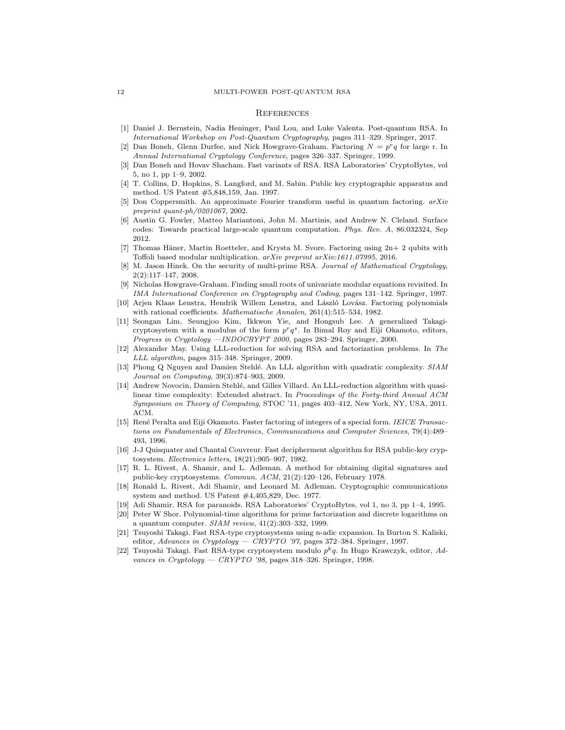## References

[1] Daniel J. Bernstein, Nadia Heninger, Paul Lou, and Luke Valenta. Post-quantum RSA. In *International Workshop on Post-Quantum Cryptography*, pages 311–329. Springer, 2017.

[2] Dan Boneh, Glenn Durfee, and Nick Howgrave-Graham. Factoring $N = p^r q$ for large r. In *Annual International Cryptology Conference*, pages 326–337. Springer, 1999.

[3] Dan Boneh and Hovav Shacham. Fast variants of RSA. RSA Laboratories' CryptoBytes, vol 5, no 1, pp 1–9, 2002.

[4] T. Collins, D. Hopkins, S. Langford, and M. Sabin. Public key cryptographic apparatus and method. US Patent #5,848,159, Jan. 1997.

[5] Don Coppersmith. An approximate Fourier transform useful in quantum factoring. *arXiv preprint quant-ph/0201067*, 2002.

[6] Austin G. Fowler, Matteo Mariantoni, John M. Martinis, and Andrew N. Cleland. Surface codes: Towards practical large-scale quantum computation. *Phys. Rev. A*, 86:032324, Sep 2012.

[7] Thomas Häner, Martin Roetteler, and Krysta M. Svore. Factoring using 2n+ 2 qubits with Toffoli based modular multiplication. *arXiv preprint arXiv:1611.07995*, 2016.

[8] M. Jason Hinek. On the security of multi-prime RSA. *Journal of Mathematical Cryptology*, 2(2):117–147, 2008.

[9] Nicholas Howgrave-Graham. Finding small roots of univariate modular equations revisited. In *IMA International Conference on Cryptography and Coding*, pages 131–142. Springer, 1997.

[10] Arjen Klaas Lenstra, Hendrik Willem Lenstra, and László Lovász. Factoring polynomials with rational coefficients. *Mathematische Annalen*, 261(4):515–534, 1982.

[11] Seongan Lim, Seungjoo Kim, Ikkwon Yie, and Hongsub Lee. A generalized Takagi-cryptosystem with a modulus of the form $p^r q^s$. In Bimal Roy and Eiji Okamoto, editors, *Progress in Cryptology —INDOCRYPT 2000*, pages 283–294. Springer, 2000.

[12] Alexander May. Using LLL-reduction for solving RSA and factorization problems. In *The LLL algorithm*, pages 315–348. Springer, 2009.

[13] Phong Q Nguyen and Damien Stehlé. An LLL algorithm with quadratic complexity. *SIAM Journal on Computing*, 39(3):874–903, 2009.

[14] Andrew Novocin, Damien Stehlé, and Gilles Villard. An LLL-reduction algorithm with quasi-linear time complexity: Extended abstract. In *Proceedings of the Forty-third Annual ACM Symposium on Theory of Computing*, STOC '11, pages 403–412, New York, NY, USA, 2011. ACM.

[15] René Peralta and Eiji Okamoto. Faster factoring of integers of a special form. *IEICE Transactions on Fundamentals of Electronics, Communications and Computer Sciences*, 79(4):489–493, 1996.

[16] J-J Quisquater and Chantal Couvreur. Fast decipherment algorithm for RSA public-key cryptosystem. *Electronics letters*, 18(21):905–907, 1982.

[17] R. L. Rivest, A. Shamir, and L. Adleman. A method for obtaining digital signatures and public-key cryptosystems. *Commun. ACM*, 21(2):120–126, February 1978.

[18] Ronald L. Rivest, Adi Shamir, and Leonard M. Adleman. Cryptographic communications system and method. US Patent #4,405,829, Dec. 1977.

[19] Adi Shamir. RSA for paranoids. RSA Laboratories' CryptoBytes, vol 1, no 3, pp 1–4, 1995.

[20] Peter W Shor. Polynomial-time algorithms for prime factorization and discrete logarithms on a quantum computer. *SIAM review*, 41(2):303–332, 1999.

[21] Tsuyoshi Takagi. Fast RSA-type cryptosystems using n-adic expansion. In Burton S. Kaliski, editor, *Advances in Cryptology — CRYPTO '97*, pages 372–384. Springer, 1997.

[22] Tsuyoshi Takagi. Fast RSA-type cryptosystem modulo $p^k q$. In Hugo Krawczyk, editor, *Advances in Cryptology — CRYPTO '98*, pages 318–326. Springer, 1998.